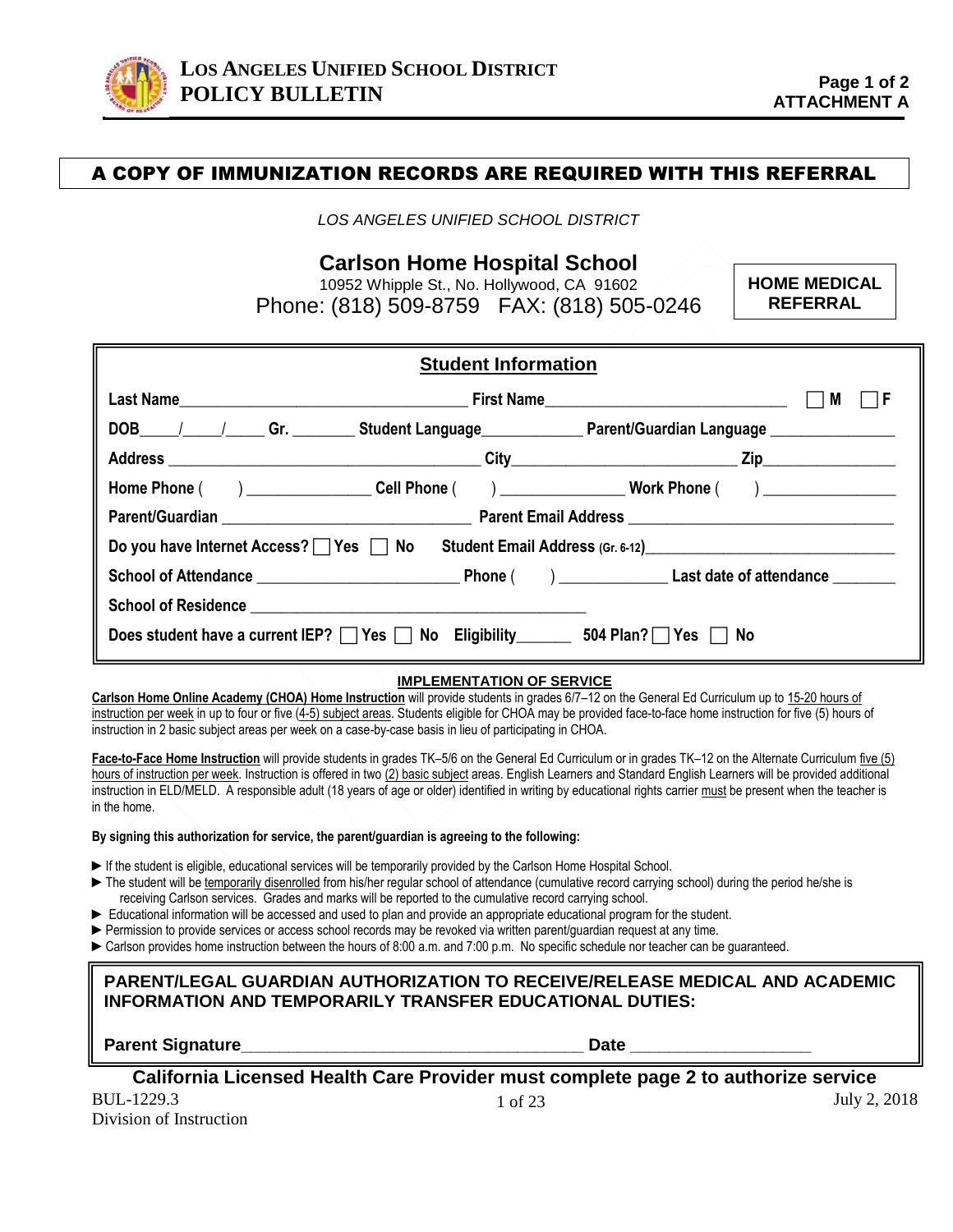# A COPY OF IMMUNIZATION RECORDS ARE REQUIRED WITH THIS REFERRAL

*LOS ANGELES UNIFIED SCHOOL DISTRICT*

## Carlson Home Hospital School

10952 Whipple St., No. Hollywood, CA 91602

Phone: (818) 509-8759 FAX: (818) 505-0246

**HOME MEDICAL REFERRAL**

### Student Information

**Last Name**_________________________ **First Name**_________________________ ☐ **M** ☐ **F**

**DOB**____/____/_____ **Gr.** _______ **Student Language**___________ **Parent/Guardian Language** _____________

**Address** _________________________ **City**_________________________ **Zip**_____________

**Home Phone** ( ) _____________ **Cell Phone** ( ) _____________ **Work Phone** ( ) _____________

**Parent/Guardian** _________________________ **Parent Email Address** _________________________

**Do you have Internet Access?** ☐ **Yes** ☐ **No** **Student Email Address** (Gr. 6-12)_________________________

**School of Attendance** _____________________ **Phone** ( ) ___________ **Last date of attendance** _______

**School of Residence** _________________________

**Does student have a current IEP?** ☐ **Yes** ☐ **No** **Eligibility**______ **504 Plan?** ☐ **Yes** ☐ **No**

#### IMPLEMENTATION OF SERVICE

**Carlson Home Online Academy (CHOA) Home Instruction** will provide students in grades 6/7–12 on the General Ed Curriculum up to 15-20 hours of instruction per week in up to four or five (4-5) subject areas. Students eligible for CHOA may be provided face-to-face home instruction for five (5) hours of instruction in 2 basic subject areas per week on a case-by-case basis in lieu of participating in CHOA.

**Face-to-Face Home Instruction** will provide students in grades TK–5/6 on the General Ed Curriculum or in grades TK–12 on the Alternate Curriculum five (5) hours of instruction per week. Instruction is offered in two (2) basic subject areas. English Learners and Standard English Learners will be provided additional instruction in ELD/MELD. A responsible adult (18 years of age or older) identified in writing by educational rights carrier must be present when the teacher is in the home.

**By signing this authorization for service, the parent/guardian is agreeing to the following:**

- ► If the student is eligible, educational services will be temporarily provided by the Carlson Home Hospital School.
- ► The student will be temporarily disenrolled from his/her regular school of attendance (cumulative record carrying school) during the period he/she is receiving Carlson services. Grades and marks will be reported to the cumulative record carrying school.
- ► Educational information will be accessed and used to plan and provide an appropriate educational program for the student.
- ► Permission to provide services or access school records may be revoked via written parent/guardian request at any time.
- ► Carlson provides home instruction between the hours of 8:00 a.m. and 7:00 p.m. No specific schedule nor teacher can be guaranteed.

**PARENT/LEGAL GUARDIAN AUTHORIZATION TO RECEIVE/RELEASE MEDICAL AND ACADEMIC INFORMATION AND TEMPORARILY TRANSFER EDUCATIONAL DUTIES:**

**Parent Signature**_________________________ **Date** _______________

**California Licensed Health Care Provider must complete page 2 to authorize service**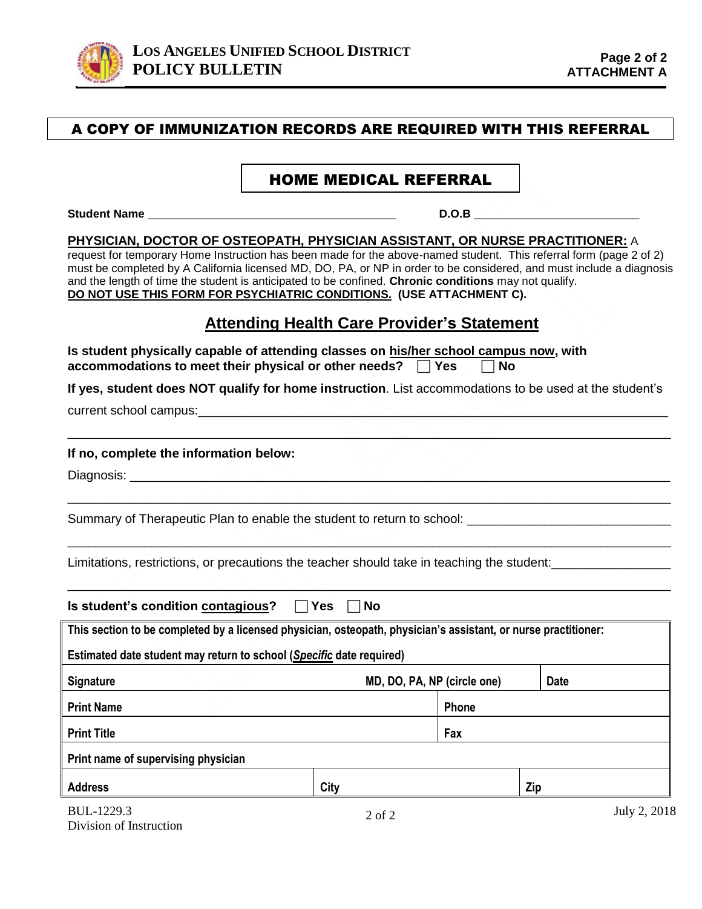**A COPY OF IMMUNIZATION RECORDS ARE REQUIRED WITH THIS REFERRAL**

# HOME MEDICAL REFERRAL

**Student Name** _______________________________________ **D.O.B** _________________________

**PHYSICIAN, DOCTOR OF OSTEOPATH, PHYSICIAN ASSISTANT, OR NURSE PRACTITIONER:** A request for temporary Home Instruction has been made for the above-named student. This referral form (page 2 of 2) must be completed by A California licensed MD, DO, PA, or NP in order to be considered, and must include a diagnosis and the length of time the student is anticipated to be confined. **Chronic conditions** may not qualify.
**DO NOT USE THIS FORM FOR PSYCHIATRIC CONDITIONS. (USE ATTACHMENT C).**

## Attending Health Care Provider's Statement

**Is student physically capable of attending classes on his/her school campus now, with accommodations to meet their physical or other needs?** ☐ **Yes** ☐ **No**

**If yes, student does NOT qualify for home instruction**. List accommodations to be used at the student's current school campus:______________________________________________________________________

______________________________________________________________________________________

**If no, complete the information below:**

Diagnosis: ______________________________________________________________________________

______________________________________________________________________________________

Summary of Therapeutic Plan to enable the student to return to school: ____________________________

______________________________________________________________________________________

Limitations, restrictions, or precautions the teacher should take in teaching the student:________________

______________________________________________________________________________________

**Is student's condition contagious?** ☐ **Yes** ☐ **No**

| | | | |
|---|---|---|---|
| **This section to be completed by a licensed physician, osteopath, physician's assistant, or nurse practitioner:** **Estimated date student may return to school (*Specific* date required)** | | | |
| **Signature** | **MD, DO, PA, NP (circle one)** | | **Date** |
| **Print Name** | | **Phone** | |
| **Print Title** | | **Fax** | |
| **Print name of supervising physician** | | | |
| **Address** | **City** | | **Zip** |

BUL-1229.3
Division of Instruction

July 2, 2018